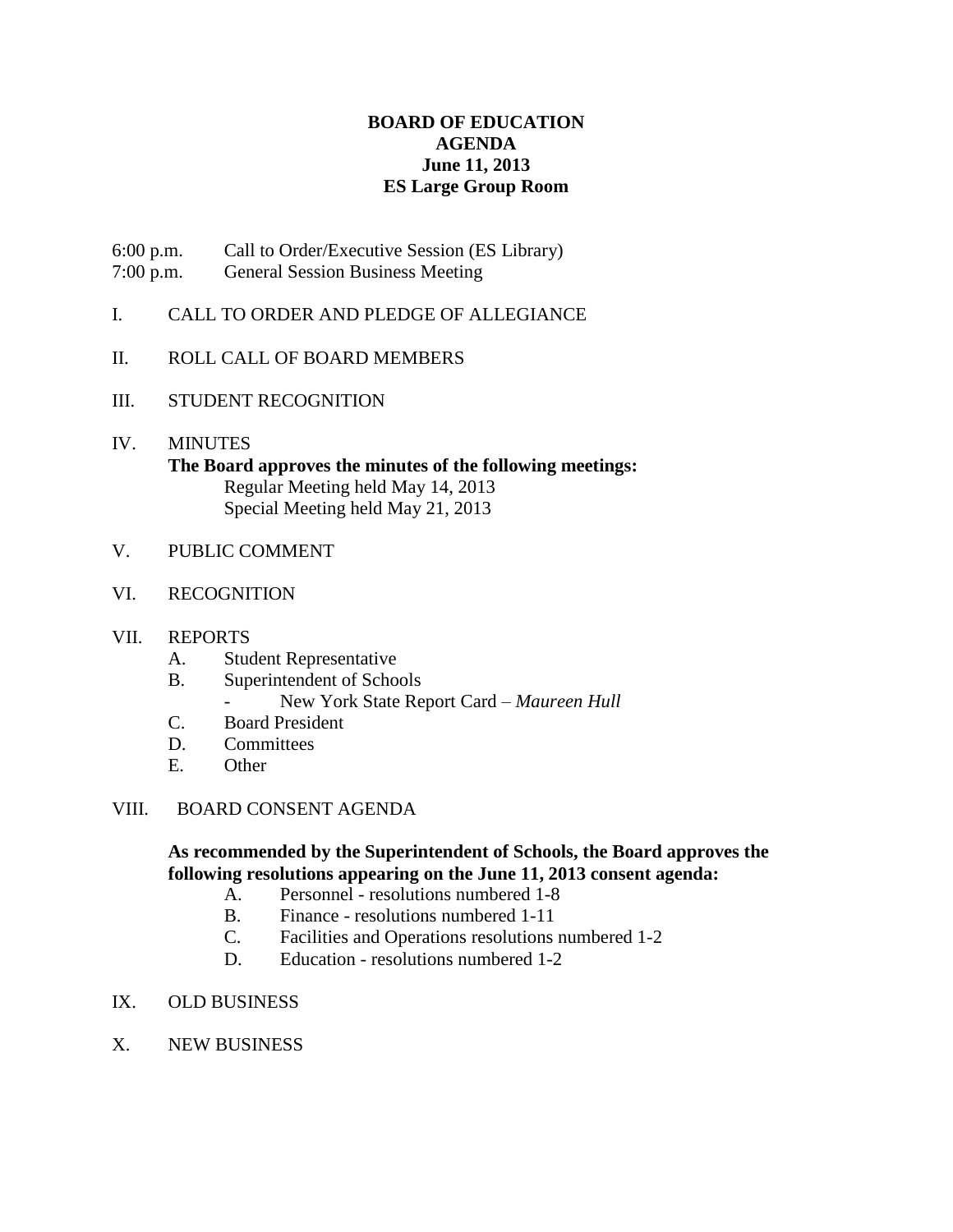# BOARD OF EDUCATION
## AGENDA
### June 11, 2013
### ES Large Group Room

6:00 p.m. Call to Order/Executive Session (ES Library)
7:00 p.m. General Session Business Meeting

I. CALL TO ORDER AND PLEDGE OF ALLEGIANCE

II. ROLL CALL OF BOARD MEMBERS

III. STUDENT RECOGNITION

IV. MINUTES

**The Board approves the minutes of the following meetings:**

Regular Meeting held May 14, 2013
Special Meeting held May 21, 2013

V. PUBLIC COMMENT

VI. RECOGNITION

VII. REPORTS

A. Student Representative
B. Superintendent of Schools
  - New York State Report Card – *Maureen Hull*
C. Board President
D. Committees
E. Other

VIII. BOARD CONSENT AGENDA

**As recommended by the Superintendent of Schools, the Board approves the following resolutions appearing on the June 11, 2013 consent agenda:**

A. Personnel - resolutions numbered 1-8
B. Finance - resolutions numbered 1-11
C. Facilities and Operations resolutions numbered 1-2
D. Education - resolutions numbered 1-2

IX. OLD BUSINESS

X. NEW BUSINESS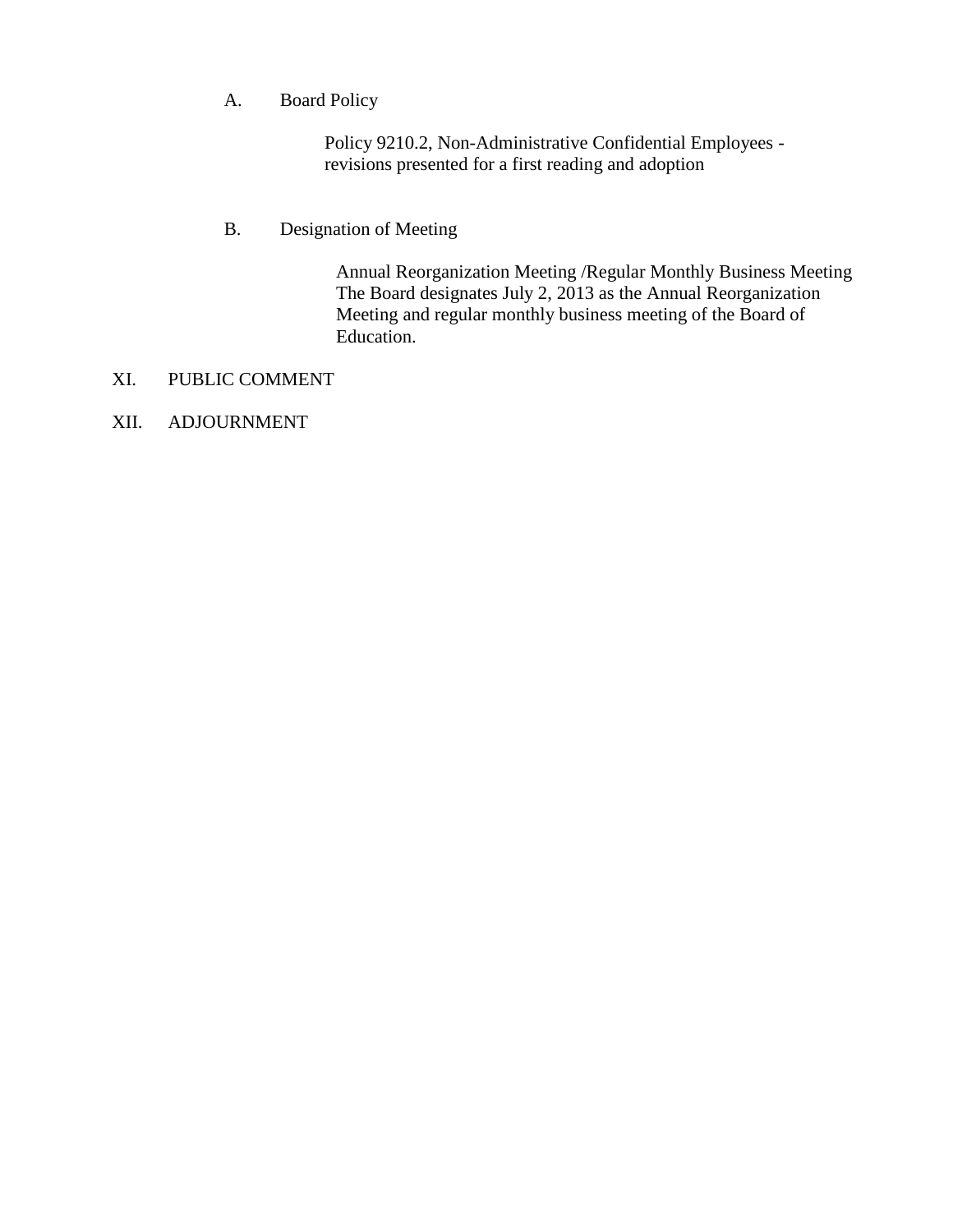A. Board Policy

Policy 9210.2, Non-Administrative Confidential Employees - revisions presented for a first reading and adoption

B. Designation of Meeting

Annual Reorganization Meeting /Regular Monthly Business Meeting
The Board designates July 2, 2013 as the Annual Reorganization Meeting and regular monthly business meeting of the Board of Education.

XI. PUBLIC COMMENT

XII. ADJOURNMENT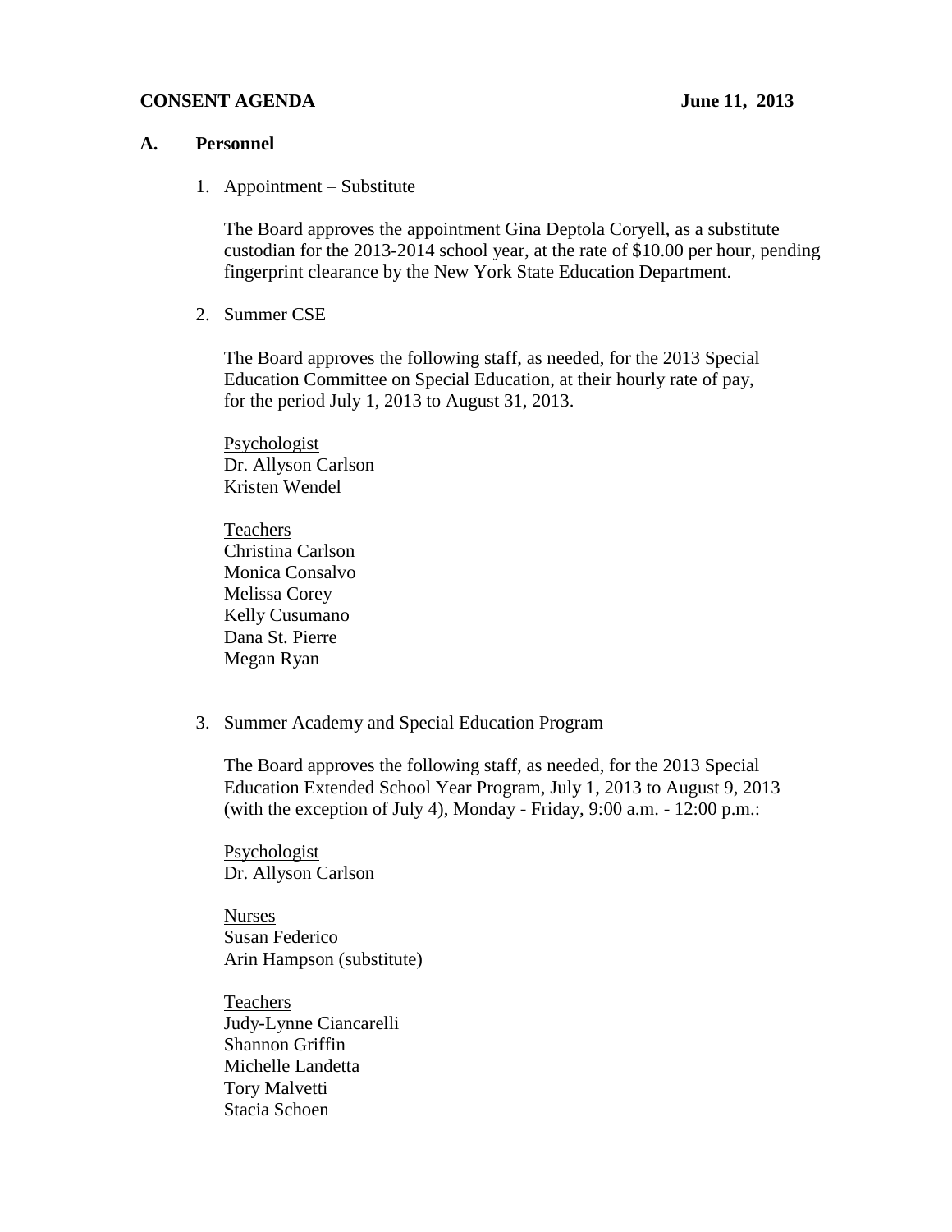**CONSENT AGENDA** **June 11, 2013**

## A. Personnel

1. Appointment – Substitute

   The Board approves the appointment Gina Deptola Coryell, as a substitute custodian for the 2013-2014 school year, at the rate of $10.00 per hour, pending fingerprint clearance by the New York State Education Department.

2. Summer CSE

   The Board approves the following staff, as needed, for the 2013 Special Education Committee on Special Education, at their hourly rate of pay, for the period July 1, 2013 to August 31, 2013.

   Psychologist
   Dr. Allyson Carlson
   Kristen Wendel

   Teachers
   Christina Carlson
   Monica Consalvo
   Melissa Corey
   Kelly Cusumano
   Dana St. Pierre
   Megan Ryan

3. Summer Academy and Special Education Program

   The Board approves the following staff, as needed, for the 2013 Special Education Extended School Year Program, July 1, 2013 to August 9, 2013 (with the exception of July 4), Monday - Friday, 9:00 a.m. - 12:00 p.m.:

   Psychologist
   Dr. Allyson Carlson

   Nurses
   Susan Federico
   Arin Hampson (substitute)

   Teachers
   Judy-Lynne Ciancarelli
   Shannon Griffin
   Michelle Landetta
   Tory Malvetti
   Stacia Schoen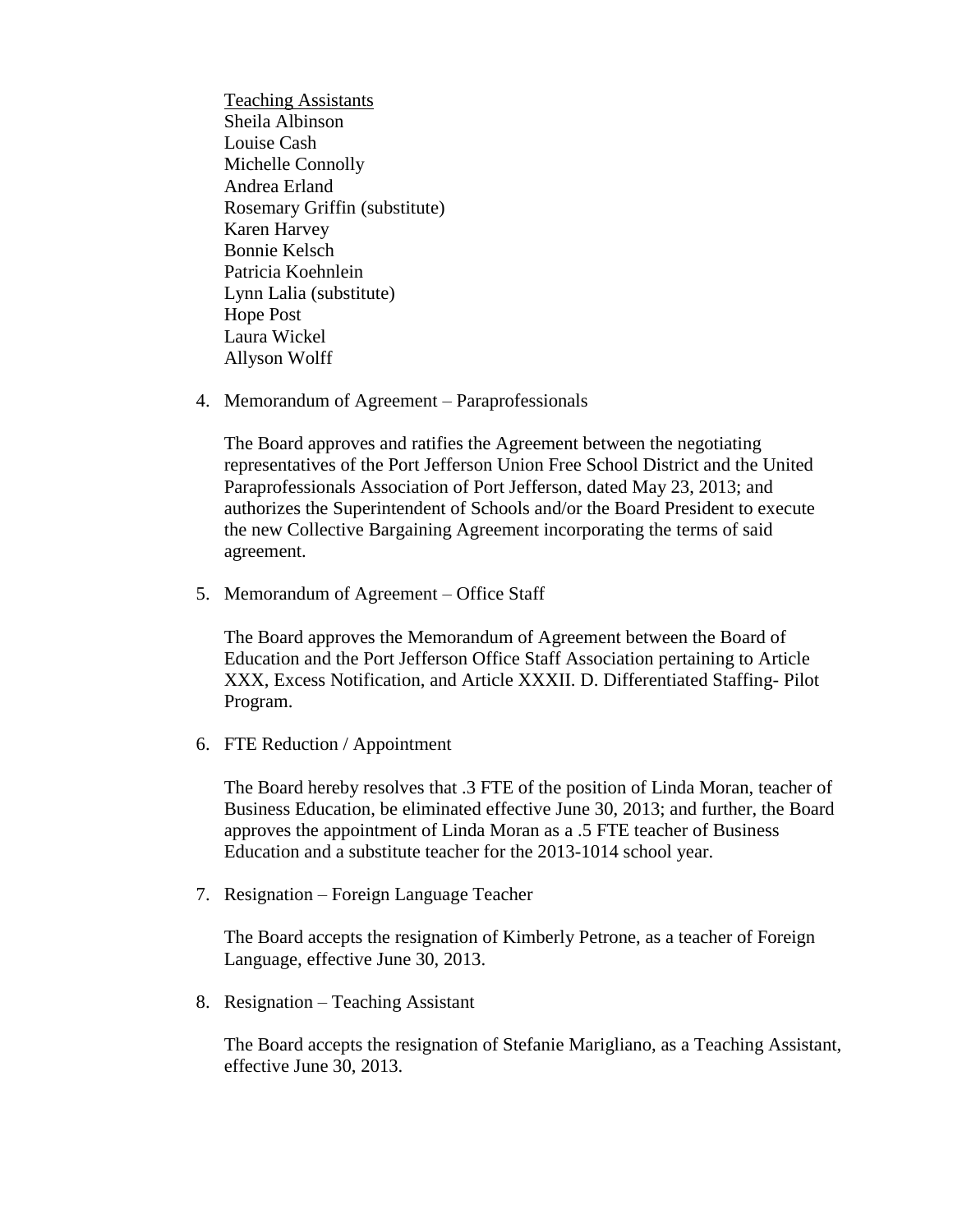Teaching Assistants
Sheila Albinson
Louise Cash
Michelle Connolly
Andrea Erland
Rosemary Griffin (substitute)
Karen Harvey
Bonnie Kelsch
Patricia Koehnlein
Lynn Lalia (substitute)
Hope Post
Laura Wickel
Allyson Wolff

4. Memorandum of Agreement – Paraprofessionals

   The Board approves and ratifies the Agreement between the negotiating representatives of the Port Jefferson Union Free School District and the United Paraprofessionals Association of Port Jefferson, dated May 23, 2013; and authorizes the Superintendent of Schools and/or the Board President to execute the new Collective Bargaining Agreement incorporating the terms of said agreement.

5. Memorandum of Agreement – Office Staff

   The Board approves the Memorandum of Agreement between the Board of Education and the Port Jefferson Office Staff Association pertaining to Article XXX, Excess Notification, and Article XXXII. D. Differentiated Staffing- Pilot Program.

6. FTE Reduction / Appointment

   The Board hereby resolves that .3 FTE of the position of Linda Moran, teacher of Business Education, be eliminated effective June 30, 2013; and further, the Board approves the appointment of Linda Moran as a .5 FTE teacher of Business Education and a substitute teacher for the 2013-1014 school year.

7. Resignation – Foreign Language Teacher

   The Board accepts the resignation of Kimberly Petrone, as a teacher of Foreign Language, effective June 30, 2013.

8. Resignation – Teaching Assistant

   The Board accepts the resignation of Stefanie Marigliano, as a Teaching Assistant, effective June 30, 2013.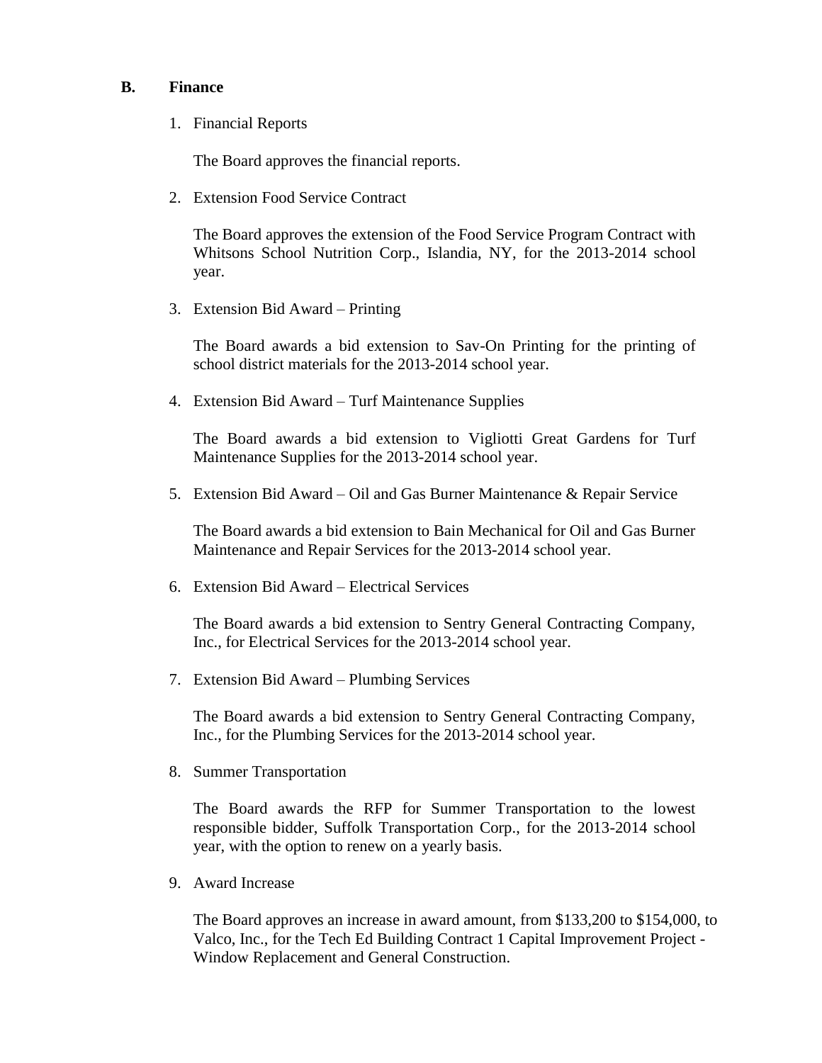## B. Finance

1. Financial Reports

   The Board approves the financial reports.

2. Extension Food Service Contract

   The Board approves the extension of the Food Service Program Contract with Whitsons School Nutrition Corp., Islandia, NY, for the 2013-2014 school year.

3. Extension Bid Award – Printing

   The Board awards a bid extension to Sav-On Printing for the printing of school district materials for the 2013-2014 school year.

4. Extension Bid Award – Turf Maintenance Supplies

   The Board awards a bid extension to Vigliotti Great Gardens for Turf Maintenance Supplies for the 2013-2014 school year.

5. Extension Bid Award – Oil and Gas Burner Maintenance & Repair Service

   The Board awards a bid extension to Bain Mechanical for Oil and Gas Burner Maintenance and Repair Services for the 2013-2014 school year.

6. Extension Bid Award – Electrical Services

   The Board awards a bid extension to Sentry General Contracting Company, Inc., for Electrical Services for the 2013-2014 school year.

7. Extension Bid Award – Plumbing Services

   The Board awards a bid extension to Sentry General Contracting Company, Inc., for the Plumbing Services for the 2013-2014 school year.

8. Summer Transportation

   The Board awards the RFP for Summer Transportation to the lowest responsible bidder, Suffolk Transportation Corp., for the 2013-2014 school year, with the option to renew on a yearly basis.

9. Award Increase

   The Board approves an increase in award amount, from $133,200 to $154,000, to Valco, Inc., for the Tech Ed Building Contract 1 Capital Improvement Project - Window Replacement and General Construction.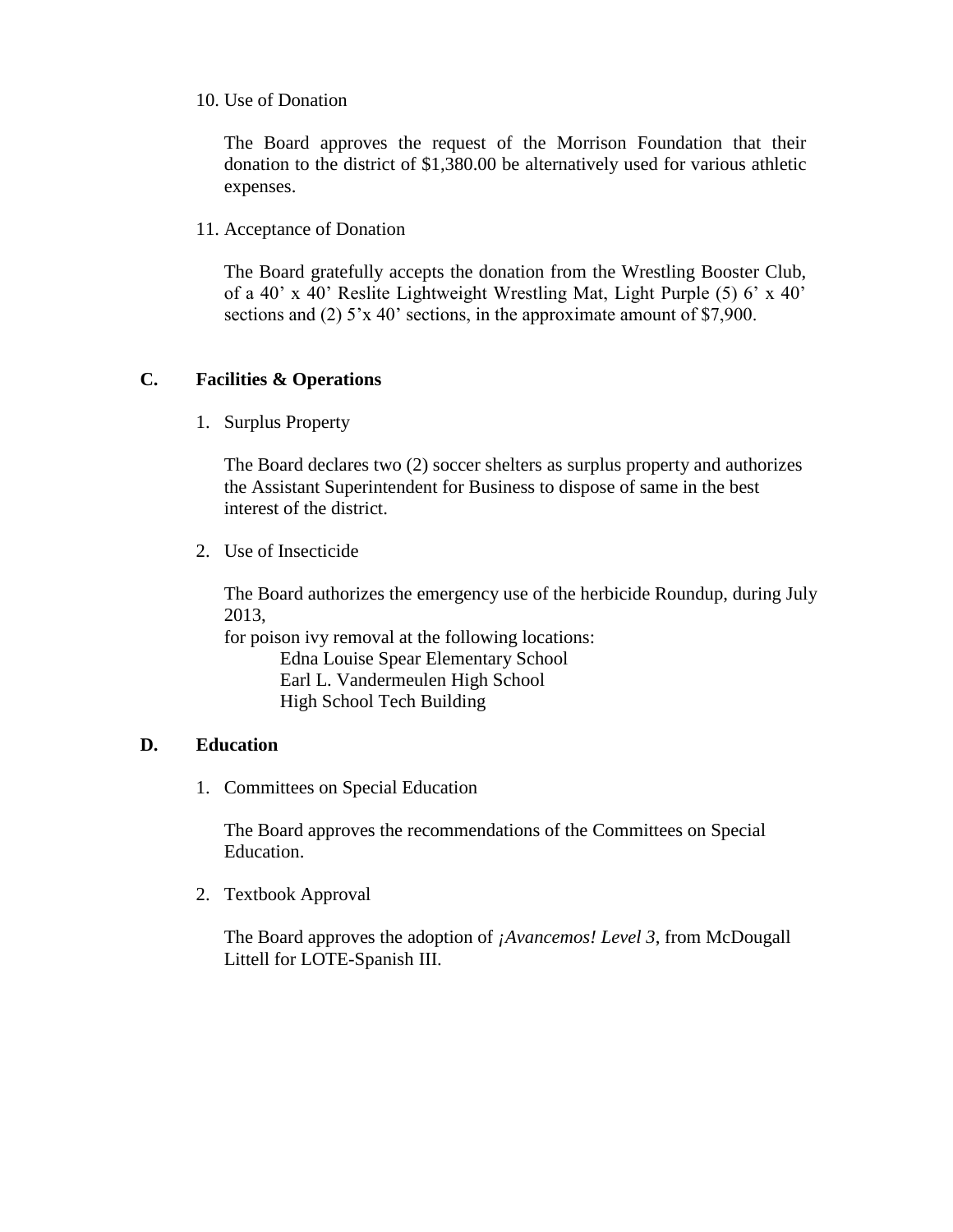10. Use of Donation

    The Board approves the request of the Morrison Foundation that their donation to the district of $1,380.00 be alternatively used for various athletic expenses.

11. Acceptance of Donation

    The Board gratefully accepts the donation from the Wrestling Booster Club, of a 40’ x 40’ Reslite Lightweight Wrestling Mat, Light Purple (5) 6’ x 40’ sections and (2) 5’x 40’ sections, in the approximate amount of $7,900.

**C. Facilities & Operations**

1. Surplus Property

   The Board declares two (2) soccer shelters as surplus property and authorizes the Assistant Superintendent for Business to dispose of same in the best interest of the district.

2. Use of Insecticide

   The Board authorizes the emergency use of the herbicide Roundup, during July 2013,
   for poison ivy removal at the following locations:
   Edna Louise Spear Elementary School
   Earl L. Vandermeulen High School
   High School Tech Building

**D. Education**

1. Committees on Special Education

   The Board approves the recommendations of the Committees on Special Education.

2. Textbook Approval

   The Board approves the adoption of *¡Avancemos! Level 3*, from McDougall Littell for LOTE-Spanish III.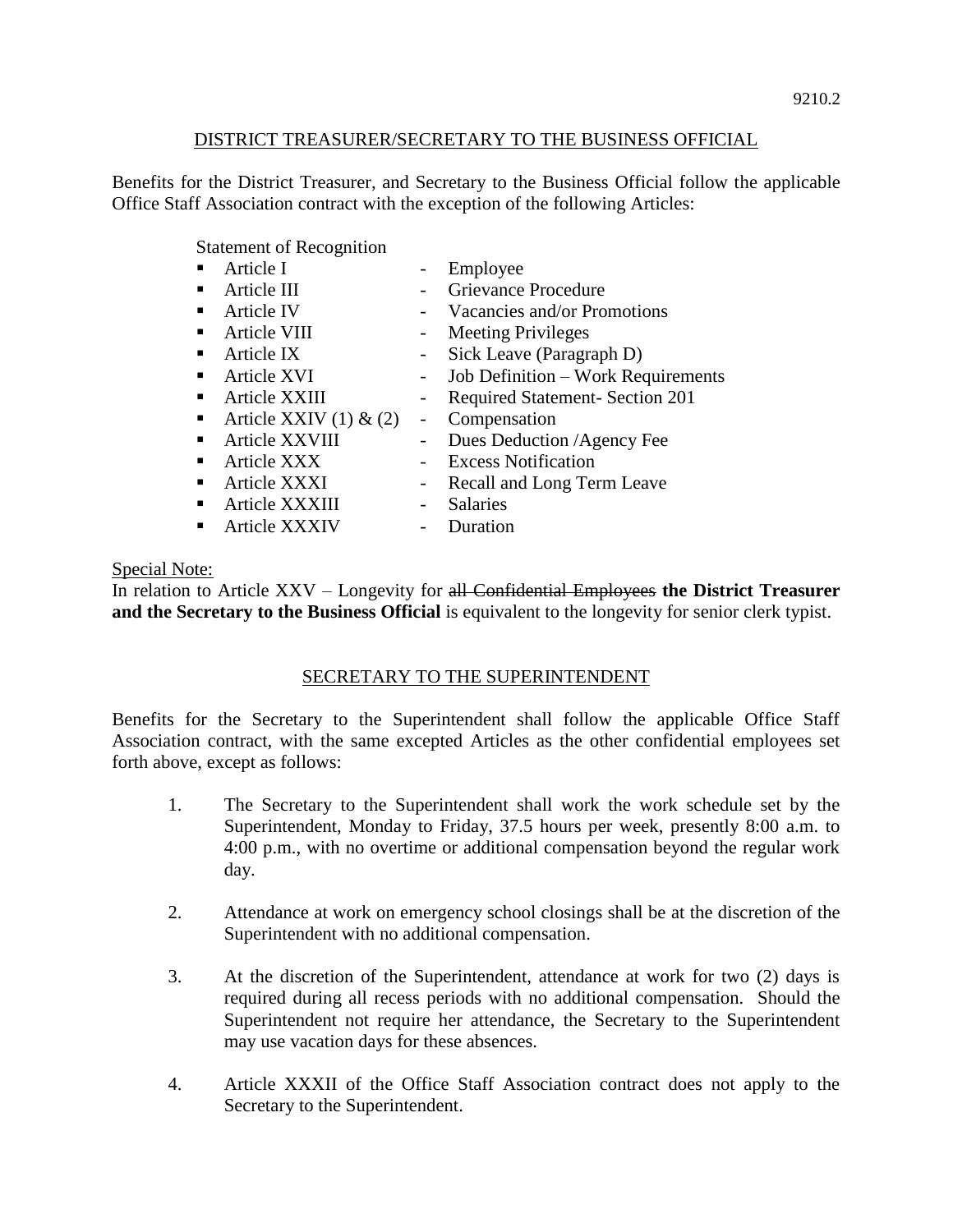## DISTRICT TREASURER/SECRETARY TO THE BUSINESS OFFICIAL

Benefits for the District Treasurer, and Secretary to the Business Official follow the applicable Office Staff Association contract with the exception of the following Articles:

Statement of Recognition

- Article I - Employee
- Article III - Grievance Procedure
- Article IV - Vacancies and/or Promotions
- Article VIII - Meeting Privileges
- Article IX - Sick Leave (Paragraph D)
- Article XVI - Job Definition – Work Requirements
- Article XXIII - Required Statement- Section 201
- Article XXIV (1) & (2) - Compensation
- Article XXVIII - Dues Deduction /Agency Fee
- Article XXX - Excess Notification
- Article XXXI - Recall and Long Term Leave
- Article XXXIII - Salaries
- Article XXXIV - Duration

Special Note:

In relation to Article XXV – Longevity for ~~all Confidential Employees~~ **the District Treasurer and the Secretary to the Business Official** is equivalent to the longevity for senior clerk typist.

## SECRETARY TO THE SUPERINTENDENT

Benefits for the Secretary to the Superintendent shall follow the applicable Office Staff Association contract, with the same excepted Articles as the other confidential employees set forth above, except as follows:

1. The Secretary to the Superintendent shall work the work schedule set by the Superintendent, Monday to Friday, 37.5 hours per week, presently 8:00 a.m. to 4:00 p.m., with no overtime or additional compensation beyond the regular work day.

2. Attendance at work on emergency school closings shall be at the discretion of the Superintendent with no additional compensation.

3. At the discretion of the Superintendent, attendance at work for two (2) days is required during all recess periods with no additional compensation. Should the Superintendent not require her attendance, the Secretary to the Superintendent may use vacation days for these absences.

4. Article XXXII of the Office Staff Association contract does not apply to the Secretary to the Superintendent.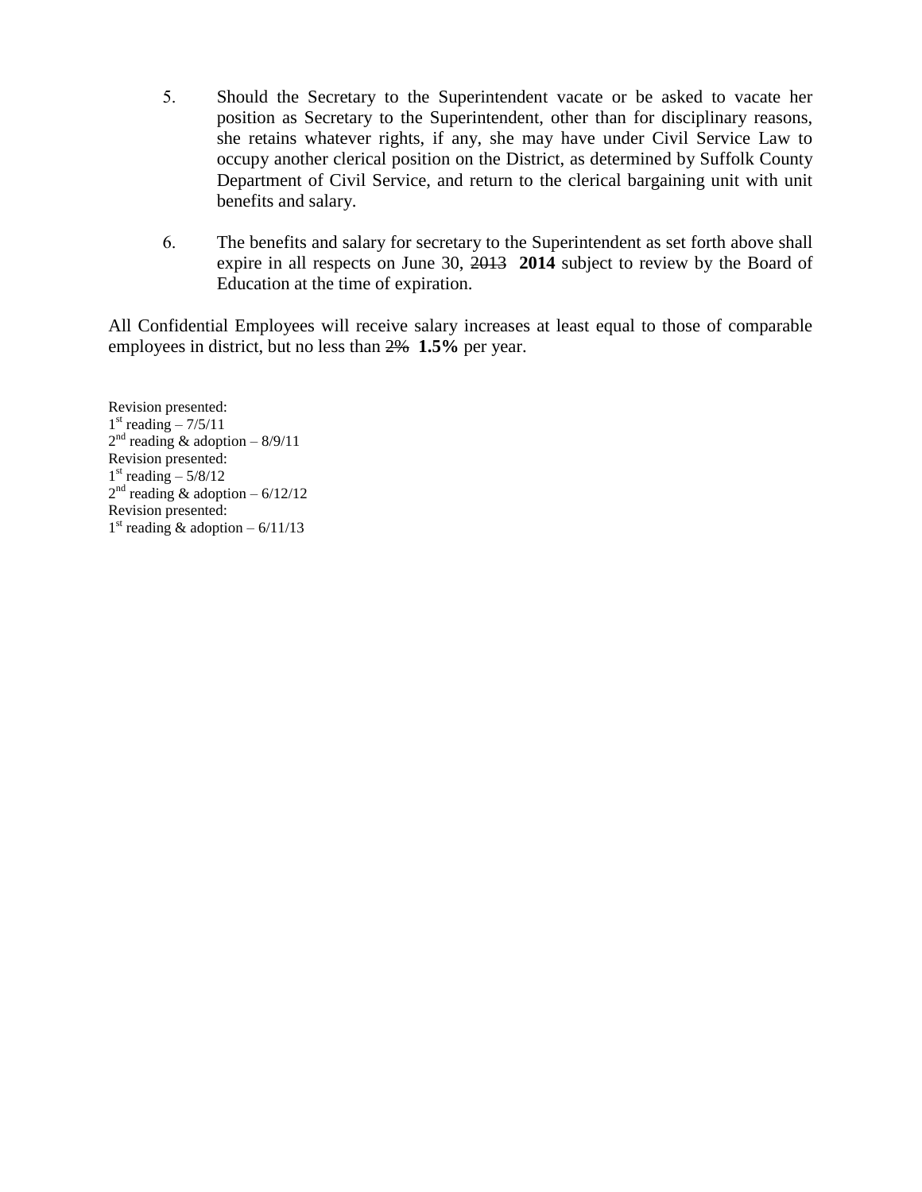5. Should the Secretary to the Superintendent vacate or be asked to vacate her position as Secretary to the Superintendent, other than for disciplinary reasons, she retains whatever rights, if any, she may have under Civil Service Law to occupy another clerical position on the District, as determined by Suffolk County Department of Civil Service, and return to the clerical bargaining unit with unit benefits and salary.

6. The benefits and salary for secretary to the Superintendent as set forth above shall expire in all respects on June 30, ~~2013~~ **2014** subject to review by the Board of Education at the time of expiration.

All Confidential Employees will receive salary increases at least equal to those of comparable employees in district, but no less than ~~2%~~ **1.5%** per year.

Revision presented:
1st reading – 7/5/11
2nd reading & adoption – 8/9/11
Revision presented:
1st reading – 5/8/12
2nd reading & adoption – 6/12/12
Revision presented:
1st reading & adoption – 6/11/13